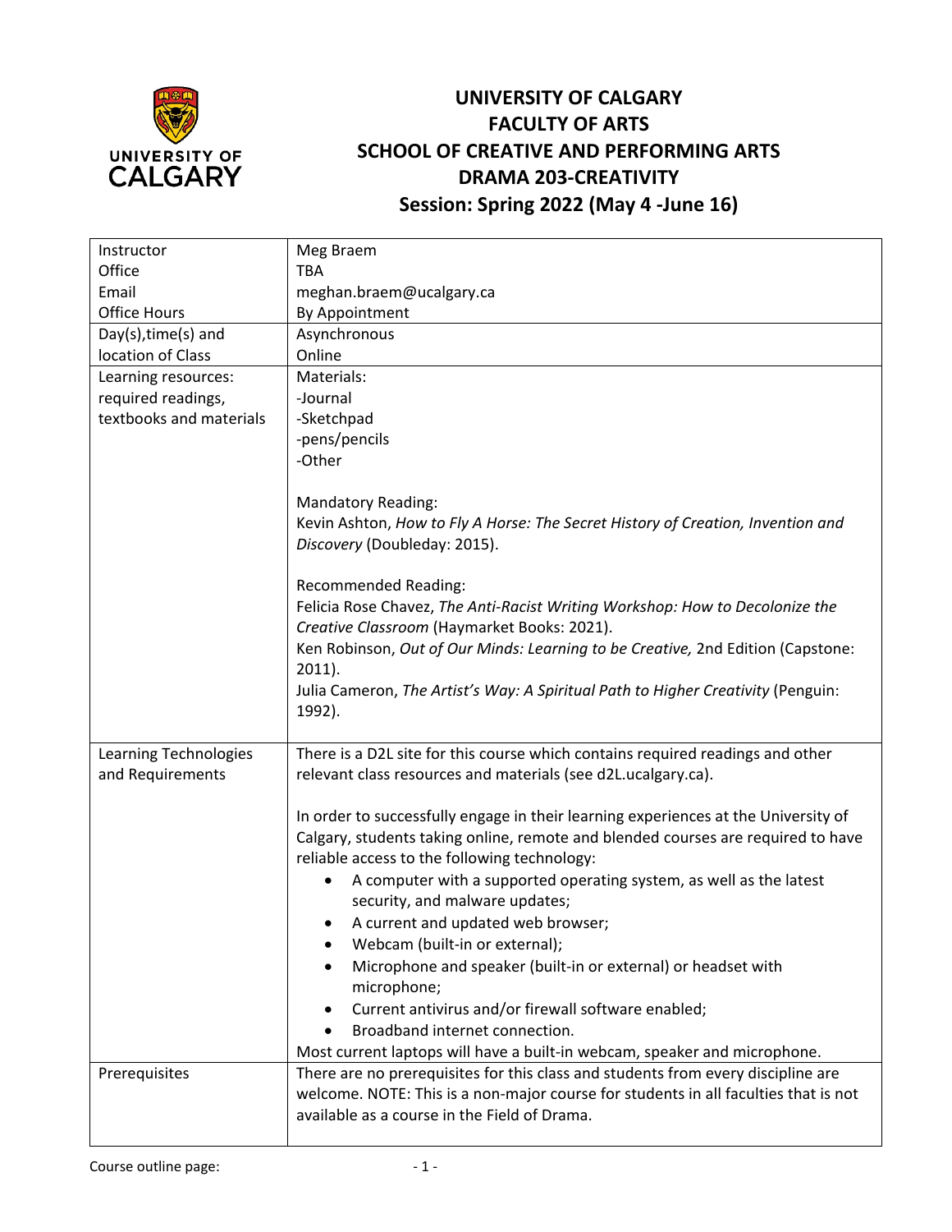# UNIVERSITY OF CALGARY
# FACULTY OF ARTS
# SCHOOL OF CREATIVE AND PERFORMING ARTS
# DRAMA 203-CREATIVITY
## Session: Spring 2022 (May 4 -June 16)

| | |
|---|---|
| Instructor<br>Office<br>Email<br>Office Hours | Meg Braem<br>TBA<br>meghan.braem@ucalgary.ca<br>By Appointment |
| Day(s),time(s) and location of Class | Asynchronous<br>Online |
| Learning resources: required readings, textbooks and materials | Materials:<br>-Journal<br>-Sketchpad<br>-pens/pencils<br>-Other<br><br>Mandatory Reading:<br>Kevin Ashton, *How to Fly A Horse: The Secret History of Creation, Invention and Discovery* (Doubleday: 2015).<br><br>Recommended Reading:<br>Felicia Rose Chavez, *The Anti-Racist Writing Workshop: How to Decolonize the Creative Classroom* (Haymarket Books: 2021).<br>Ken Robinson, *Out of Our Minds: Learning to be Creative,* 2nd Edition (Capstone: 2011).<br>Julia Cameron, *The Artist's Way: A Spiritual Path to Higher Creativity* (Penguin: 1992). |
| Learning Technologies and Requirements | There is a D2L site for this course which contains required readings and other relevant class resources and materials (see d2L.ucalgary.ca).<br><br>In order to successfully engage in their learning experiences at the University of Calgary, students taking online, remote and blended courses are required to have reliable access to the following technology:<br>• A computer with a supported operating system, as well as the latest security, and malware updates;<br>• A current and updated web browser;<br>• Webcam (built-in or external);<br>• Microphone and speaker (built-in or external) or headset with microphone;<br>• Current antivirus and/or firewall software enabled;<br>• Broadband internet connection.<br>Most current laptops will have a built-in webcam, speaker and microphone. |
| Prerequisites | There are no prerequisites for this class and students from every discipline are welcome. NOTE: This is a non-major course for students in all faculties that is not available as a course in the Field of Drama. |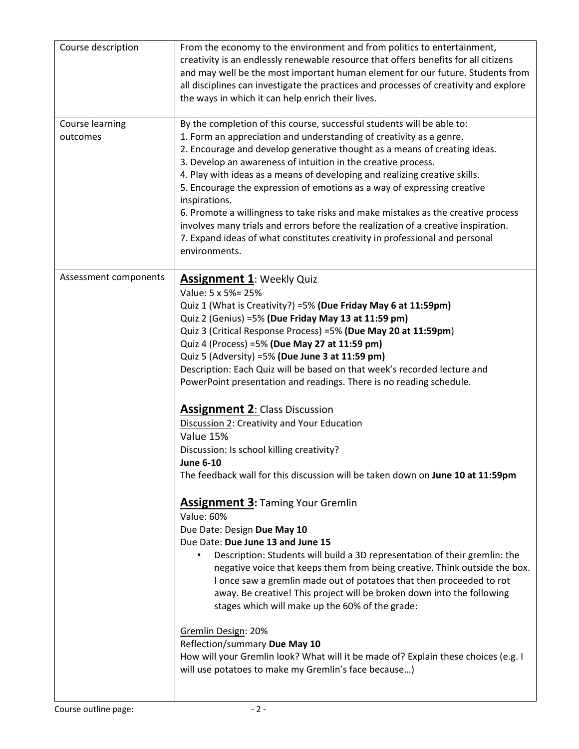| Course description | From the economy to the environment and from politics to entertainment, creativity is an endlessly renewable resource that offers benefits for all citizens and may well be the most important human element for our future. Students from all disciplines can investigate the practices and processes of creativity and explore the ways in which it can help enrich their lives. |
|---|---|
| Course learning outcomes | By the completion of this course, successful students will be able to:<br>1. Form an appreciation and understanding of creativity as a genre.<br>2. Encourage and develop generative thought as a means of creating ideas.<br>3. Develop an awareness of intuition in the creative process.<br>4. Play with ideas as a means of developing and realizing creative skills.<br>5. Encourage the expression of emotions as a way of expressing creative inspirations.<br>6. Promote a willingness to take risks and make mistakes as the creative process involves many trials and errors before the realization of a creative inspiration.<br>7. Expand ideas of what constitutes creativity in professional and personal environments. |
| Assessment components | **<u>Assignment 1</u>**: Weekly Quiz<br>Value: 5 x 5%= 25%<br>Quiz 1 (What is Creativity?) =5% **(Due Friday May 6 at 11:59pm)**<br>Quiz 2 (Genius) =5% **(Due Friday May 13 at 11:59 pm)**<br>Quiz 3 (Critical Response Process) =5% **(Due May 20 at 11:59pm)**<br>Quiz 4 (Process) =5% **(Due May 27 at 11:59 pm)**<br>Quiz 5 (Adversity) =5% **(Due June 3 at 11:59 pm)**<br>Description: Each Quiz will be based on that week's recorded lecture and PowerPoint presentation and readings. There is no reading schedule.<br><br>**<u>Assignment 2</u>**: Class Discussion<br><u>Discussion 2</u>: Creativity and Your Education<br>Value 15%<br>Discussion: Is school killing creativity?<br>**June 6-10**<br>The feedback wall for this discussion will be taken down on **June 10 at 11:59pm**<br><br>**<u>Assignment 3</u>:** Taming Your Gremlin<br>Value: 60%<br>Due Date: Design **Due May 10**<br>Due Date: **Due June 13 and June 15**<br>• Description: Students will build a 3D representation of their gremlin: the negative voice that keeps them from being creative. Think outside the box. I once saw a gremlin made out of potatoes that then proceeded to rot away. Be creative! This project will be broken down into the following stages which will make up the 60% of the grade:<br><br><u>Gremlin Design</u>: 20%<br>Reflection/summary **Due May 10**<br>How will your Gremlin look? What will it be made of? Explain these choices (e.g. I will use potatoes to make my Gremlin's face because…) |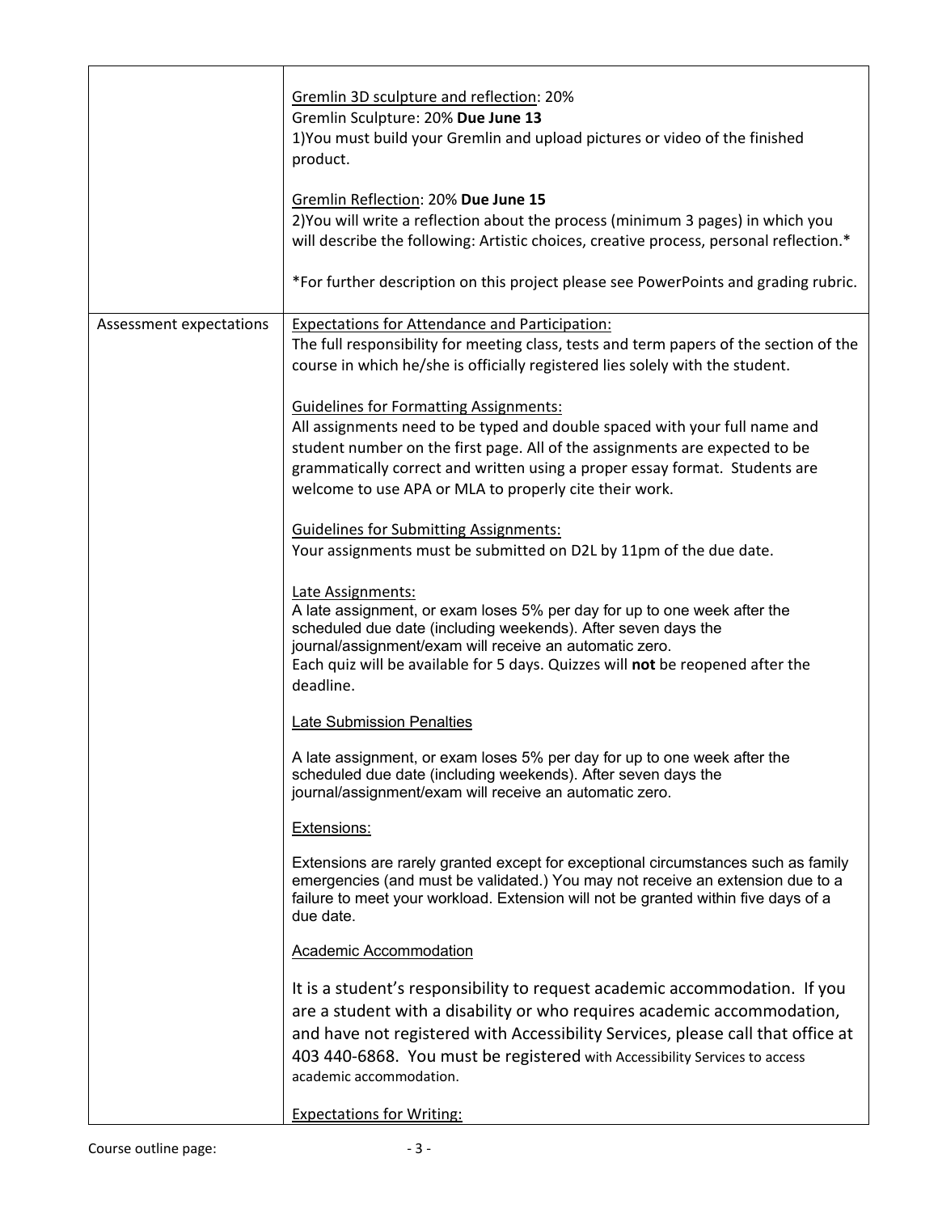| | |
|---|---|
| | <u>Gremlin 3D sculpture and reflection</u>: 20%<br>Gremlin Sculpture: 20% **Due June 13**<br>1)You must build your Gremlin and upload pictures or video of the finished product.<br><br><u>Gremlin Reflection</u>: 20% **Due June 15**<br>2)You will write a reflection about the process (minimum 3 pages) in which you will describe the following: Artistic choices, creative process, personal reflection.*<br><br>*For further description on this project please see PowerPoints and grading rubric. |
| Assessment expectations | <u>Expectations for Attendance and Participation:</u><br>The full responsibility for meeting class, tests and term papers of the section of the course in which he/she is officially registered lies solely with the student.<br><br><u>Guidelines for Formatting Assignments:</u><br>All assignments need to be typed and double spaced with your full name and student number on the first page. All of the assignments are expected to be grammatically correct and written using a proper essay format. Students are welcome to use APA or MLA to properly cite their work.<br><br><u>Guidelines for Submitting Assignments:</u><br>Your assignments must be submitted on D2L by 11pm of the due date.<br><br><u>Late Assignments:</u><br>A late assignment, or exam loses 5% per day for up to one week after the scheduled due date (including weekends). After seven days the journal/assignment/exam will receive an automatic zero.<br>Each quiz will be available for 5 days. Quizzes will **not** be reopened after the deadline.<br><br><u>Late Submission Penalties</u><br><br>A late assignment, or exam loses 5% per day for up to one week after the scheduled due date (including weekends). After seven days the journal/assignment/exam will receive an automatic zero.<br><br><u>Extensions:</u><br><br>Extensions are rarely granted except for exceptional circumstances such as family emergencies (and must be validated.) You may not receive an extension due to a failure to meet your workload. Extension will not be granted within five days of a due date.<br><br><u>Academic Accommodation</u><br><br>It is a student's responsibility to request academic accommodation. If you are a student with a disability or who requires academic accommodation, and have not registered with Accessibility Services, please call that office at 403 440-6868. You must be registered with Accessibility Services to access academic accommodation.<br><br><u>Expectations for Writing:</u> |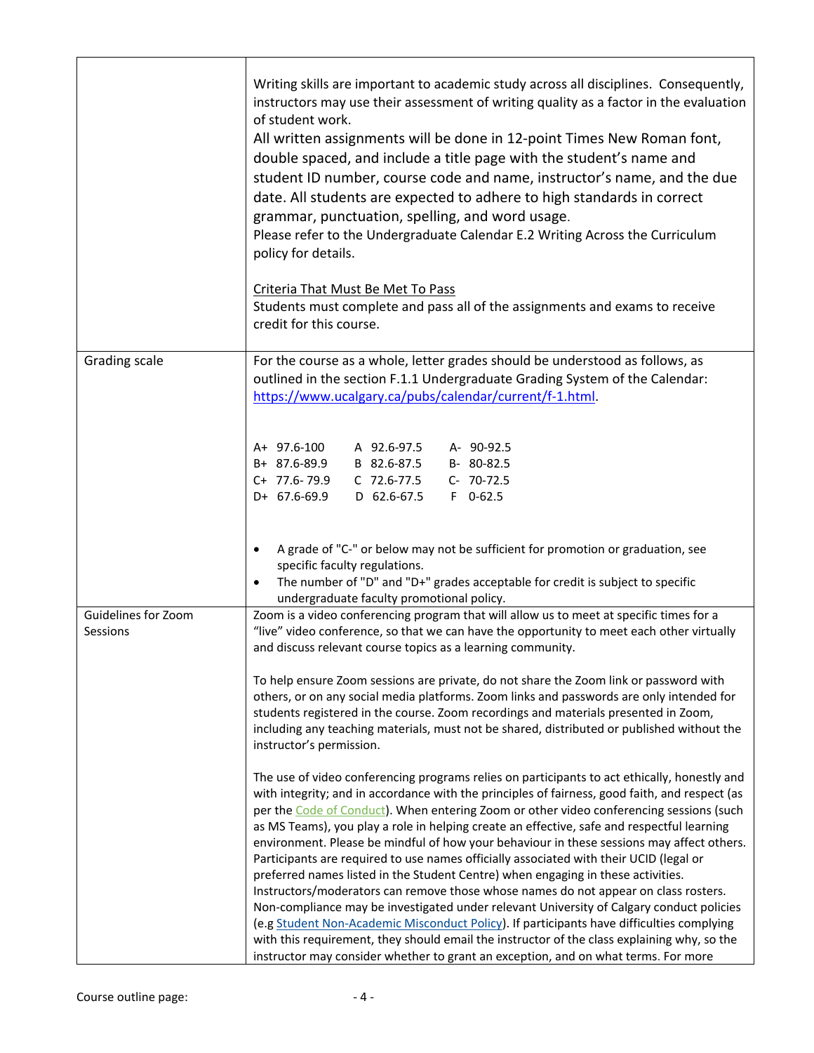| | |
|---|---|
| | Writing skills are important to academic study across all disciplines. Consequently, instructors may use their assessment of writing quality as a factor in the evaluation of student work.<br>All written assignments will be done in 12-point Times New Roman font, double spaced, and include a title page with the student's name and student ID number, course code and name, instructor's name, and the due date. All students are expected to adhere to high standards in correct grammar, punctuation, spelling, and word usage.<br>Please refer to the Undergraduate Calendar E.2 Writing Across the Curriculum policy for details.<br><br><u>Criteria That Must Be Met To Pass</u><br>Students must complete and pass all of the assignments and exams to receive credit for this course. |
| Grading scale | For the course as a whole, letter grades should be understood as follows, as outlined in the section F.1.1 Undergraduate Grading System of the Calendar: https://www.ucalgary.ca/pubs/calendar/current/f-1.html.<br><br>A+ 97.6-100 &nbsp; A 92.6-97.5 &nbsp; A- 90-92.5<br>B+ 87.6-89.9 &nbsp; B 82.6-87.5 &nbsp; B- 80-82.5<br>C+ 77.6- 79.9 &nbsp; C 72.6-77.5 &nbsp; C- 70-72.5<br>D+ 67.6-69.9 &nbsp; D 62.6-67.5 &nbsp; F 0-62.5<br><br>• A grade of "C-" or below may not be sufficient for promotion or graduation, see specific faculty regulations.<br>• The number of "D" and "D+" grades acceptable for credit is subject to specific undergraduate faculty promotional policy. |
| Guidelines for Zoom Sessions | Zoom is a video conferencing program that will allow us to meet at specific times for a "live" video conference, so that we can have the opportunity to meet each other virtually and discuss relevant course topics as a learning community.<br><br>To help ensure Zoom sessions are private, do not share the Zoom link or password with others, or on any social media platforms. Zoom links and passwords are only intended for students registered in the course. Zoom recordings and materials presented in Zoom, including any teaching materials, must not be shared, distributed or published without the instructor's permission.<br><br>The use of video conferencing programs relies on participants to act ethically, honestly and with integrity; and in accordance with the principles of fairness, good faith, and respect (as per the Code of Conduct). When entering Zoom or other video conferencing sessions (such as MS Teams), you play a role in helping create an effective, safe and respectful learning environment. Please be mindful of how your behaviour in these sessions may affect others. Participants are required to use names officially associated with their UCID (legal or preferred names listed in the Student Centre) when engaging in these activities. Instructors/moderators can remove those whose names do not appear on class rosters. Non-compliance may be investigated under relevant University of Calgary conduct policies (e.g Student Non-Academic Misconduct Policy). If participants have difficulties complying with this requirement, they should email the instructor of the class explaining why, so the instructor may consider whether to grant an exception, and on what terms. For more |

Course outline page: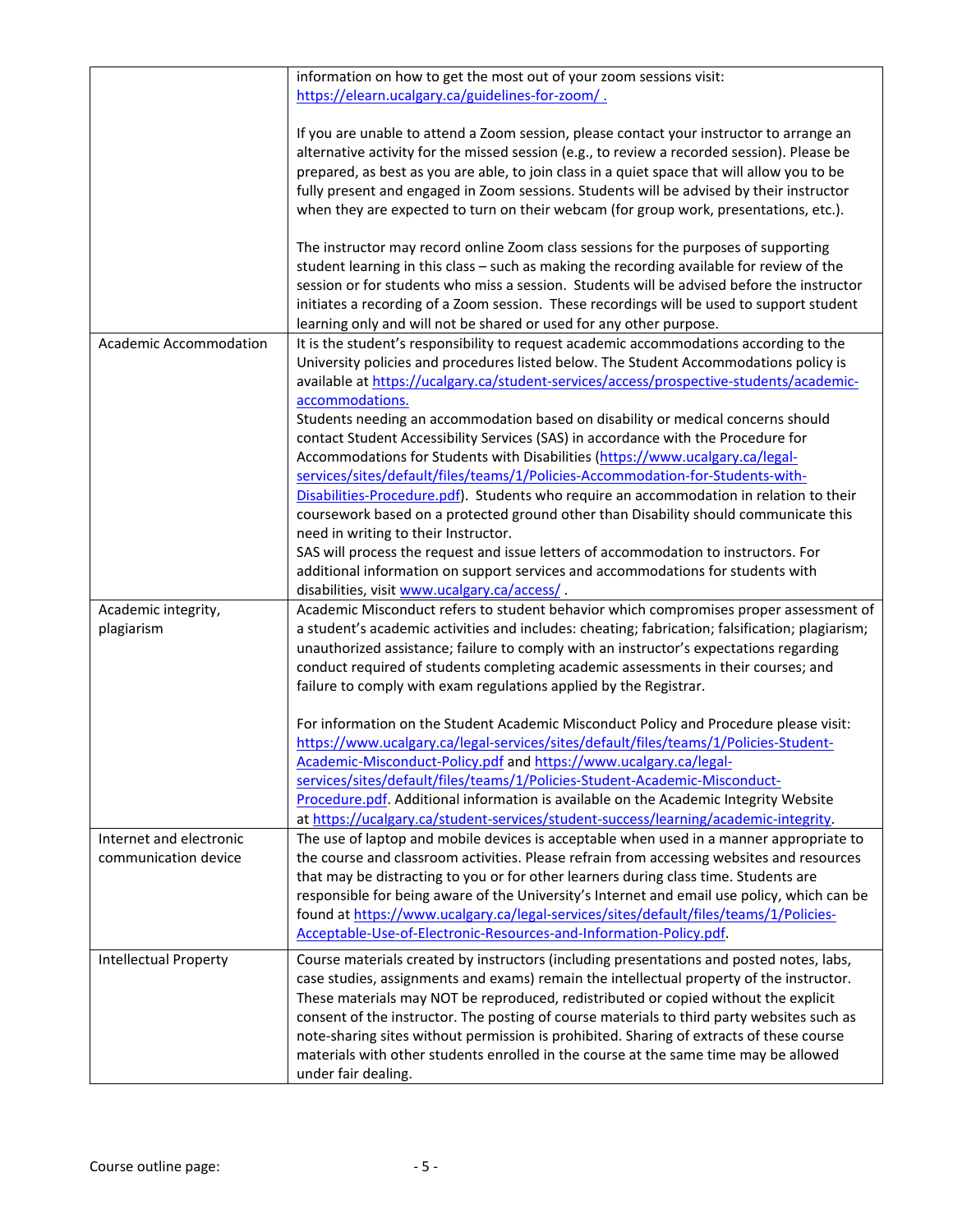| | |
|---|---|
| | information on how to get the most out of your zoom sessions visit: https://elearn.ucalgary.ca/guidelines-for-zoom/ .<br><br>If you are unable to attend a Zoom session, please contact your instructor to arrange an alternative activity for the missed session (e.g., to review a recorded session). Please be prepared, as best as you are able, to join class in a quiet space that will allow you to be fully present and engaged in Zoom sessions. Students will be advised by their instructor when they are expected to turn on their webcam (for group work, presentations, etc.).<br><br>The instructor may record online Zoom class sessions for the purposes of supporting student learning in this class – such as making the recording available for review of the session or for students who miss a session. Students will be advised before the instructor initiates a recording of a Zoom session. These recordings will be used to support student learning only and will not be shared or used for any other purpose. |
| Academic Accommodation | It is the student's responsibility to request academic accommodations according to the University policies and procedures listed below. The Student Accommodations policy is available at https://ucalgary.ca/student-services/access/prospective-students/academic-accommodations.<br>Students needing an accommodation based on disability or medical concerns should contact Student Accessibility Services (SAS) in accordance with the Procedure for Accommodations for Students with Disabilities (https://www.ucalgary.ca/legal-services/sites/default/files/teams/1/Policies-Accommodation-for-Students-with-Disabilities-Procedure.pdf). Students who require an accommodation in relation to their coursework based on a protected ground other than Disability should communicate this need in writing to their Instructor.<br>SAS will process the request and issue letters of accommodation to instructors. For additional information on support services and accommodations for students with disabilities, visit www.ucalgary.ca/access/ . |
| Academic integrity, plagiarism | Academic Misconduct refers to student behavior which compromises proper assessment of a student's academic activities and includes: cheating; fabrication; falsification; plagiarism; unauthorized assistance; failure to comply with an instructor's expectations regarding conduct required of students completing academic assessments in their courses; and failure to comply with exam regulations applied by the Registrar.<br><br>For information on the Student Academic Misconduct Policy and Procedure please visit: https://www.ucalgary.ca/legal-services/sites/default/files/teams/1/Policies-Student-Academic-Misconduct-Policy.pdf and https://www.ucalgary.ca/legal-services/sites/default/files/teams/1/Policies-Student-Academic-Misconduct-Procedure.pdf. Additional information is available on the Academic Integrity Website at https://ucalgary.ca/student-services/student-success/learning/academic-integrity. |
| Internet and electronic communication device | The use of laptop and mobile devices is acceptable when used in a manner appropriate to the course and classroom activities. Please refrain from accessing websites and resources that may be distracting to you or for other learners during class time. Students are responsible for being aware of the University's Internet and email use policy, which can be found at https://www.ucalgary.ca/legal-services/sites/default/files/teams/1/Policies-Acceptable-Use-of-Electronic-Resources-and-Information-Policy.pdf. |
| Intellectual Property | Course materials created by instructors (including presentations and posted notes, labs, case studies, assignments and exams) remain the intellectual property of the instructor. These materials may NOT be reproduced, redistributed or copied without the explicit consent of the instructor. The posting of course materials to third party websites such as note-sharing sites without permission is prohibited. Sharing of extracts of these course materials with other students enrolled in the course at the same time may be allowed under fair dealing. |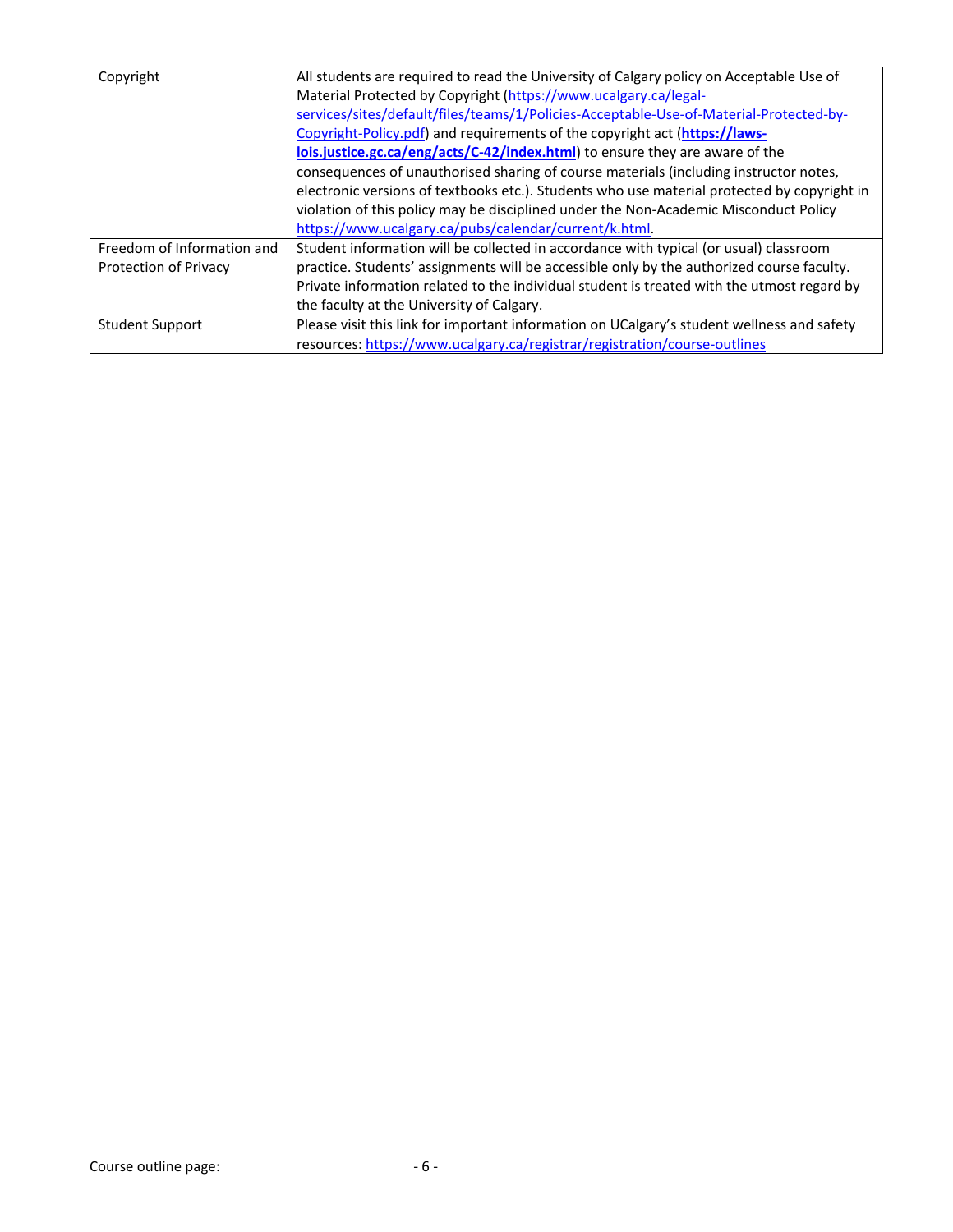| | |
|---|---|
| Copyright | All students are required to read the University of Calgary policy on Acceptable Use of Material Protected by Copyright (https://www.ucalgary.ca/legal-services/sites/default/files/teams/1/Policies-Acceptable-Use-of-Material-Protected-by-Copyright-Policy.pdf) and requirements of the copyright act (**https://laws-lois.justice.gc.ca/eng/acts/C-42/index.html**) to ensure they are aware of the consequences of unauthorised sharing of course materials (including instructor notes, electronic versions of textbooks etc.). Students who use material protected by copyright in violation of this policy may be disciplined under the Non-Academic Misconduct Policy https://www.ucalgary.ca/pubs/calendar/current/k.html. |
| Freedom of Information and Protection of Privacy | Student information will be collected in accordance with typical (or usual) classroom practice. Students' assignments will be accessible only by the authorized course faculty. Private information related to the individual student is treated with the utmost regard by the faculty at the University of Calgary. |
| Student Support | Please visit this link for important information on UCalgary's student wellness and safety resources: https://www.ucalgary.ca/registrar/registration/course-outlines |